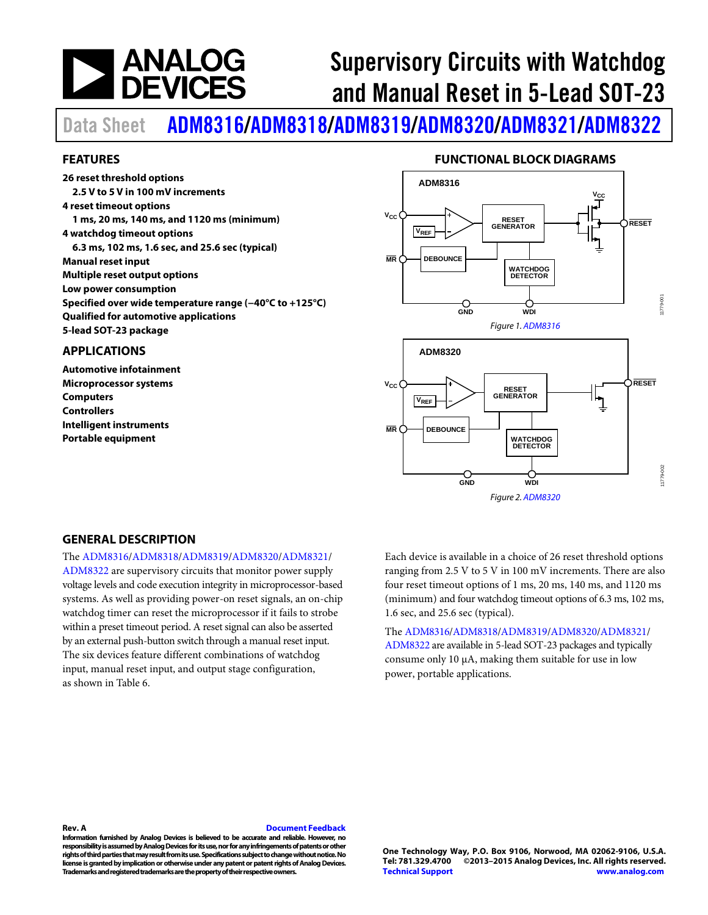# Supervisory Circuits with Watchdog and Manual Reset in 5-Lead SOT-23

Data Sheet **ADM8316/ADM8318/ADM8319/ADM8320/ADM8321/ADM8322**

## FEATURES

**26 reset threshold options**
- **2.5 V to 5 V in 100 mV increments**

**4 reset timeout options**
- **1 ms, 20 ms, 140 ms, and 1120 ms (minimum)**

**4 watchdog timeout options**
- **6.3 ms, 102 ms, 1.6 sec, and 25.6 sec (typical)**

**Manual reset input**
**Multiple reset output options**
**Low power consumption**
**Specified over wide temperature range (−40°C to +125°C)**
**Qualified for automotive applications**
**5-lead SOT-23 package**

## APPLICATIONS

**Automotive infotainment**
**Microprocessor systems**
**Computers**
**Controllers**
**Intelligent instruments**
**Portable equipment**

## FUNCTIONAL BLOCK DIAGRAMS

*Figure 1. ADM8316*

*Figure 2. ADM8320*

## GENERAL DESCRIPTION

The ADM8316/ADM8318/ADM8319/ADM8320/ADM8321/ADM8322 are supervisory circuits that monitor power supply voltage levels and code execution integrity in microprocessor-based systems. As well as providing power-on reset signals, an on-chip watchdog timer can reset the microprocessor if it fails to strobe within a preset timeout period. A reset signal can also be asserted by an external push-button switch through a manual reset input. The six devices feature different combinations of watchdog input, manual reset input, and output stage configuration, as shown in Table 6.

Each device is available in a choice of 26 reset threshold options ranging from 2.5 V to 5 V in 100 mV increments. There are also four reset timeout options of 1 ms, 20 ms, 140 ms, and 1120 ms (minimum) and four watchdog timeout options of 6.3 ms, 102 ms, 1.6 sec, and 25.6 sec (typical).

The ADM8316/ADM8318/ADM8319/ADM8320/ADM8321/ADM8322 are available in 5-lead SOT-23 packages and typically consume only 10 µA, making them suitable for use in low power, portable applications.

**Rev. A**

**Information furnished by Analog Devices is believed to be accurate and reliable. However, no responsibility is assumed by Analog Devices for its use, nor for any infringements of patents or other rights of third parties that may result from its use. Specifications subject to change without notice. No license is granted by implication or otherwise under any patent or patent rights of Analog Devices. Trademarks and registered trademarks are the property of their respective owners.**

**One Technology Way, P.O. Box 9106, Norwood, MA 02062-9106, U.S.A.**
**Tel: 781.329.4700 ©2013–2015 Analog Devices, Inc. All rights reserved.**
**Technical Support www.analog.com**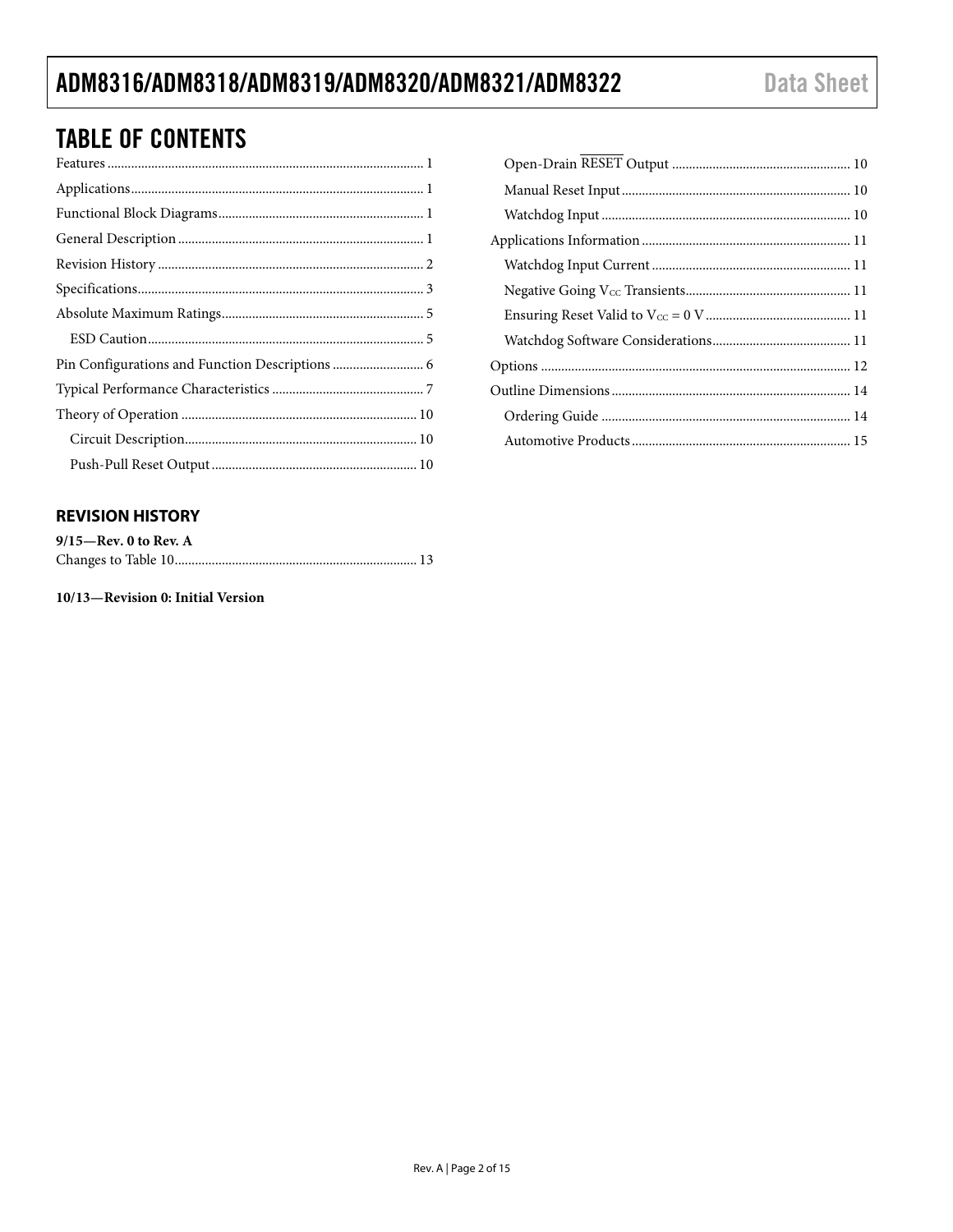## TABLE OF CONTENTS

Features ... 1
Applications ... 1
Functional Block Diagrams ... 1
General Description ... 1
Revision History ... 2
Specifications ... 3
Absolute Maximum Ratings ... 5
 ESD Caution ... 5
Pin Configurations and Function Descriptions ... 6
Typical Performance Characteristics ... 7
Theory of Operation ... 10
 Circuit Description ... 10
 Push-Pull Reset Output ... 10
 Open-Drain $\overline{\text{RESET}}$ Output ... 10
 Manual Reset Input ... 10
 Watchdog Input ... 10
Applications Information ... 11
 Watchdog Input Current ... 11
 Negative Going $V_{CC}$ Transients ... 11
 Ensuring Reset Valid to $V_{CC}$ = 0 V ... 11
 Watchdog Software Considerations ... 11
Options ... 12
Outline Dimensions ... 14
 Ordering Guide ... 14
 Automotive Products ... 15

### REVISION HISTORY

**9/15—Rev. 0 to Rev. A**

Changes to Table 10 ... 13

**10/13—Revision 0: Initial Version**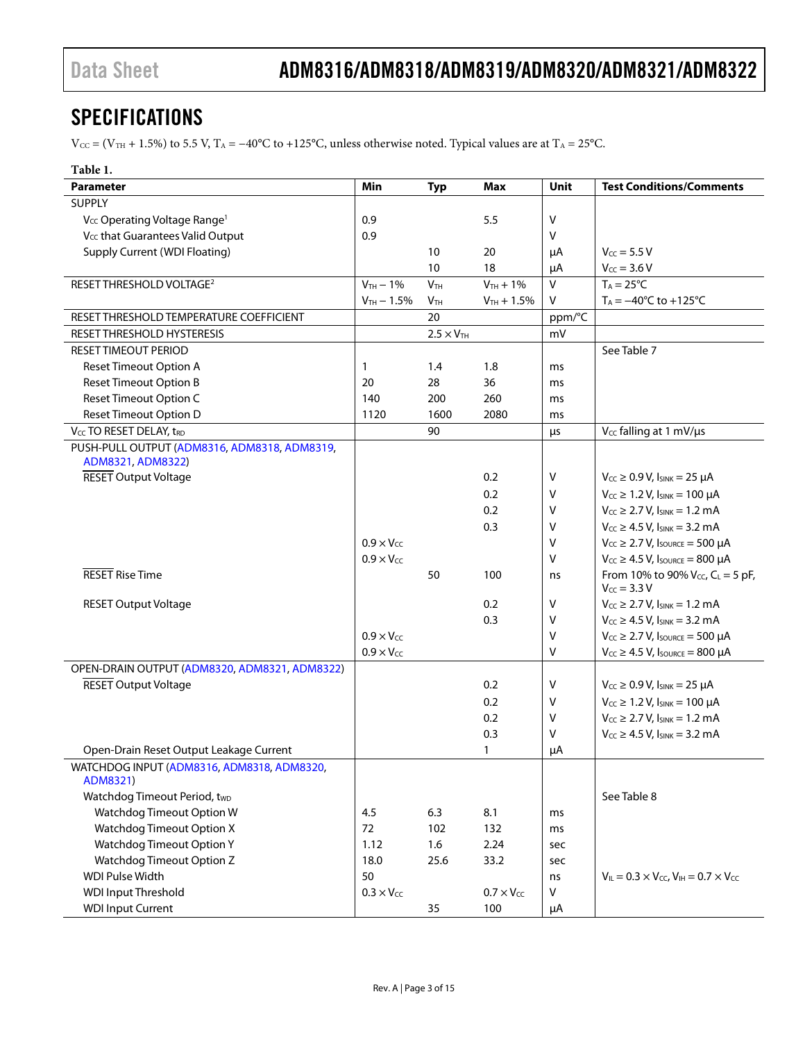## SPECIFICATIONS

$V_{CC}$ = ($V_{TH}$ + 1.5%) to 5.5 V, $T_A$ = −40°C to +125°C, unless otherwise noted. Typical values are at $T_A$ = 25°C.

**Table 1.**

| Parameter | Min | Typ | Max | Unit | Test Conditions/Comments |
|---|---|---|---|---|---|
| SUPPLY | | | | | |
| $V_{CC}$ Operating Voltage Range[1] | 0.9 | | 5.5 | V | |
| $V_{CC}$ that Guarantees Valid Output | 0.9 | | | V | |
| Supply Current (WDI Floating) | | 10 | 20 | μA | $V_{CC}$ = 5.5 V |
| | | 10 | 18 | μA | $V_{CC}$ = 3.6 V |
| RESET THRESHOLD VOLTAGE[2] | $V_{TH}$ − 1% | $V_{TH}$ | $V_{TH}$ + 1% | V | $T_A$ = 25°C |
| | $V_{TH}$ − 1.5% | $V_{TH}$ | $V_{TH}$ + 1.5% | V | $T_A$ = −40°C to +125°C |
| RESET THRESHOLD TEMPERATURE COEFFICIENT | | 20 | | ppm/°C | |
| RESET THRESHOLD HYSTERESIS | | 2.5 × $V_{TH}$ | | mV | |
| RESET TIMEOUT PERIOD | | | | | See Table 7 |
| Reset Timeout Option A | 1 | 1.4 | 1.8 | ms | |
| Reset Timeout Option B | 20 | 28 | 36 | ms | |
| Reset Timeout Option C | 140 | 200 | 260 | ms | |
| Reset Timeout Option D | 1120 | 1600 | 2080 | ms | |
| $V_{CC}$ TO RESET DELAY, $t_{RD}$ | | 90 | | μs | $V_{CC}$ falling at 1 mV/μs |
| PUSH-PULL OUTPUT (ADM8316, ADM8318, ADM8319, ADM8321, ADM8322) | | | | | |
| $\overline{\text{RESET}}$ Output Voltage | | | 0.2 | V | $V_{CC}$ ≥ 0.9 V, $I_{SINK}$ = 25 μA |
| | | | 0.2 | V | $V_{CC}$ ≥ 1.2 V, $I_{SINK}$ = 100 μA |
| | | | 0.2 | V | $V_{CC}$ ≥ 2.7 V, $I_{SINK}$ = 1.2 mA |
| | | | 0.3 | V | $V_{CC}$ ≥ 4.5 V, $I_{SINK}$ = 3.2 mA |
| | 0.9 × $V_{CC}$ | | | V | $V_{CC}$ ≥ 2.7 V, $I_{SOURCE}$ = 500 μA |
| | 0.9 × $V_{CC}$ | | | V | $V_{CC}$ ≥ 4.5 V, $I_{SOURCE}$ = 800 μA |
| $\overline{\text{RESET}}$ Rise Time | | 50 | 100 | ns | From 10% to 90% $V_{CC}$, $C_L$ = 5 pF, $V_{CC}$ = 3.3 V |
| RESET Output Voltage | | | 0.2 | V | $V_{CC}$ ≥ 2.7 V, $I_{SINK}$ = 1.2 mA |
| | | | 0.3 | V | $V_{CC}$ ≥ 4.5 V, $I_{SINK}$ = 3.2 mA |
| | 0.9 × $V_{CC}$ | | | V | $V_{CC}$ ≥ 2.7 V, $I_{SOURCE}$ = 500 μA |
| | 0.9 × $V_{CC}$ | | | V | $V_{CC}$ ≥ 4.5 V, $I_{SOURCE}$ = 800 μA |
| OPEN-DRAIN OUTPUT (ADM8320, ADM8321, ADM8322) | | | | | |
| $\overline{\text{RESET}}$ Output Voltage | | | 0.2 | V | $V_{CC}$ ≥ 0.9 V, $I_{SINK}$ = 25 μA |
| | | | 0.2 | V | $V_{CC}$ ≥ 1.2 V, $I_{SINK}$ = 100 μA |
| | | | 0.2 | V | $V_{CC}$ ≥ 2.7 V, $I_{SINK}$ = 1.2 mA |
| | | | 0.3 | V | $V_{CC}$ ≥ 4.5 V, $I_{SINK}$ = 3.2 mA |
| Open-Drain Reset Output Leakage Current | | | 1 | μA | |
| WATCHDOG INPUT (ADM8316, ADM8318, ADM8320, ADM8321) | | | | | |
| Watchdog Timeout Period, $t_{WD}$ | | | | | See Table 8 |
| Watchdog Timeout Option W | 4.5 | 6.3 | 8.1 | ms | |
| Watchdog Timeout Option X | 72 | 102 | 132 | ms | |
| Watchdog Timeout Option Y | 1.12 | 1.6 | 2.24 | sec | |
| Watchdog Timeout Option Z | 18.0 | 25.6 | 33.2 | sec | |
| WDI Pulse Width | 50 | | | ns | $V_{IL}$ = 0.3 × $V_{CC}$, $V_{IH}$ = 0.7 × $V_{CC}$ |
| WDI Input Threshold | 0.3 × $V_{CC}$ | | 0.7 × $V_{CC}$ | V | |
| WDI Input Current | | 35 | 100 | μA | |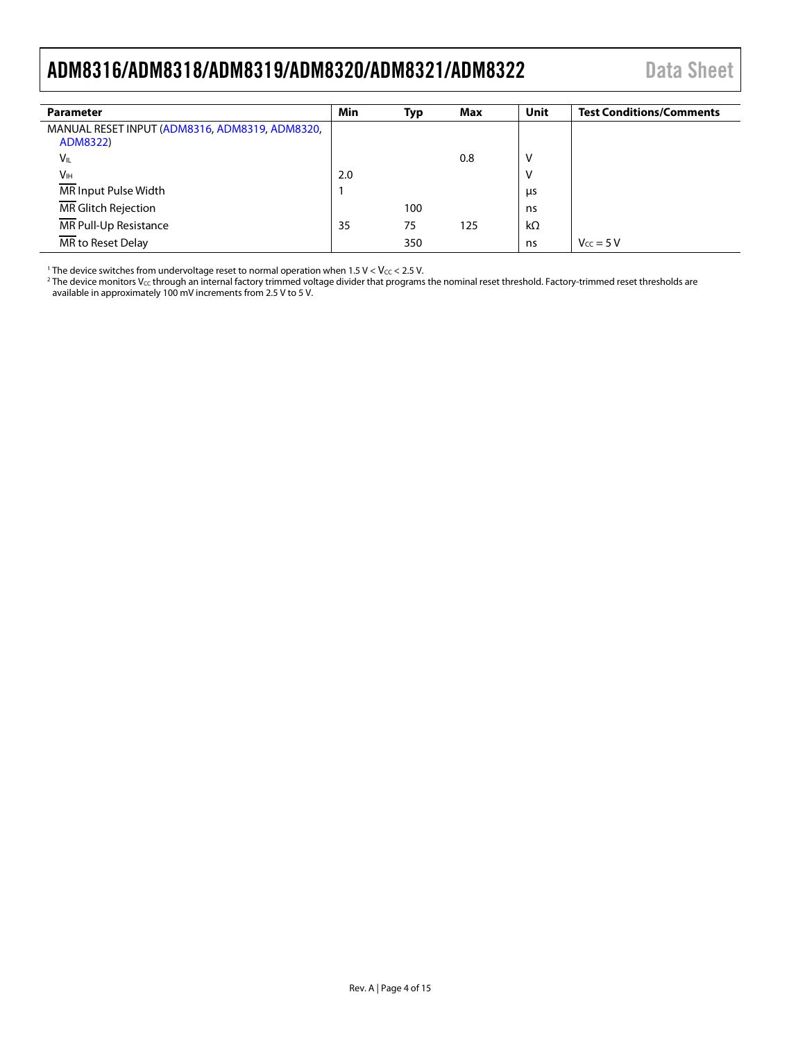| Parameter | Min | Typ | Max | Unit | Test Conditions/Comments |
|---|---|---|---|---|---|
| MANUAL RESET INPUT (ADM8316, ADM8319, ADM8320, ADM8322) | | | | | |
| $V_{IL}$ | | | 0.8 | V | |
| $V_{IH}$ | 2.0 | | | V | |
| $\overline{MR}$ Input Pulse Width | 1 | | | µs | |
| $\overline{MR}$ Glitch Rejection | | 100 | | ns | |
| $\overline{MR}$ Pull-Up Resistance | 35 | 75 | 125 | kΩ | |
| $\overline{MR}$ to Reset Delay | | 350 | | ns | $V_{CC}$ = 5 V |

[1] The device switches from undervoltage reset to normal operation when 1.5 V < $V_{CC}$ < 2.5 V.

[2] The device monitors $V_{CC}$ through an internal factory trimmed voltage divider that programs the nominal reset threshold. Factory-trimmed reset thresholds are available in approximately 100 mV increments from 2.5 V to 5 V.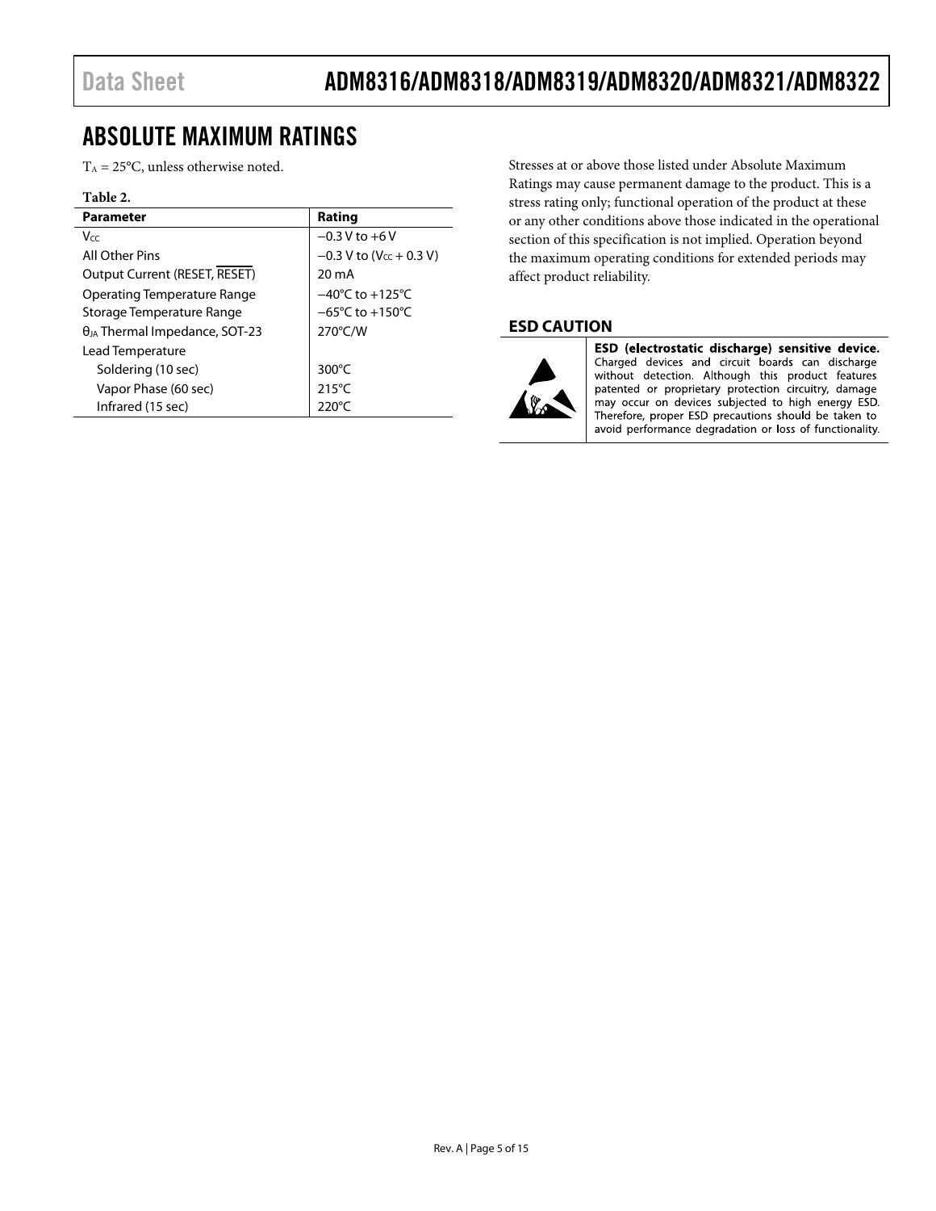## ABSOLUTE MAXIMUM RATINGS

$T_A$ = 25°C, unless otherwise noted.

**Table 2.**

| Parameter | Rating |
|---|---|
| $V_{CC}$ | −0.3 V to +6 V |
| All Other Pins | −0.3 V to ($V_{CC}$ + 0.3 V) |
| Output Current (RESET, $\overline{\text{RESET}}$) | 20 mA |
| Operating Temperature Range | −40°C to +125°C |
| Storage Temperature Range | −65°C to +150°C |
| $\theta_{JA}$ Thermal Impedance, SOT-23 | 270°C/W |
| Lead Temperature | |
| Soldering (10 sec) | 300°C |
| Vapor Phase (60 sec) | 215°C |
| Infrared (15 sec) | 220°C |

Stresses at or above those listed under Absolute Maximum Ratings may cause permanent damage to the product. This is a stress rating only; functional operation of the product at these or any other conditions above those indicated in the operational section of this specification is not implied. Operation beyond the maximum operating conditions for extended periods may affect product reliability.

### ESD CAUTION

**ESD (electrostatic discharge) sensitive device.** Charged devices and circuit boards can discharge without detection. Although this product features patented or proprietary protection circuitry, damage may occur on devices subjected to high energy ESD. Therefore, proper ESD precautions should be taken to avoid performance degradation or loss of functionality.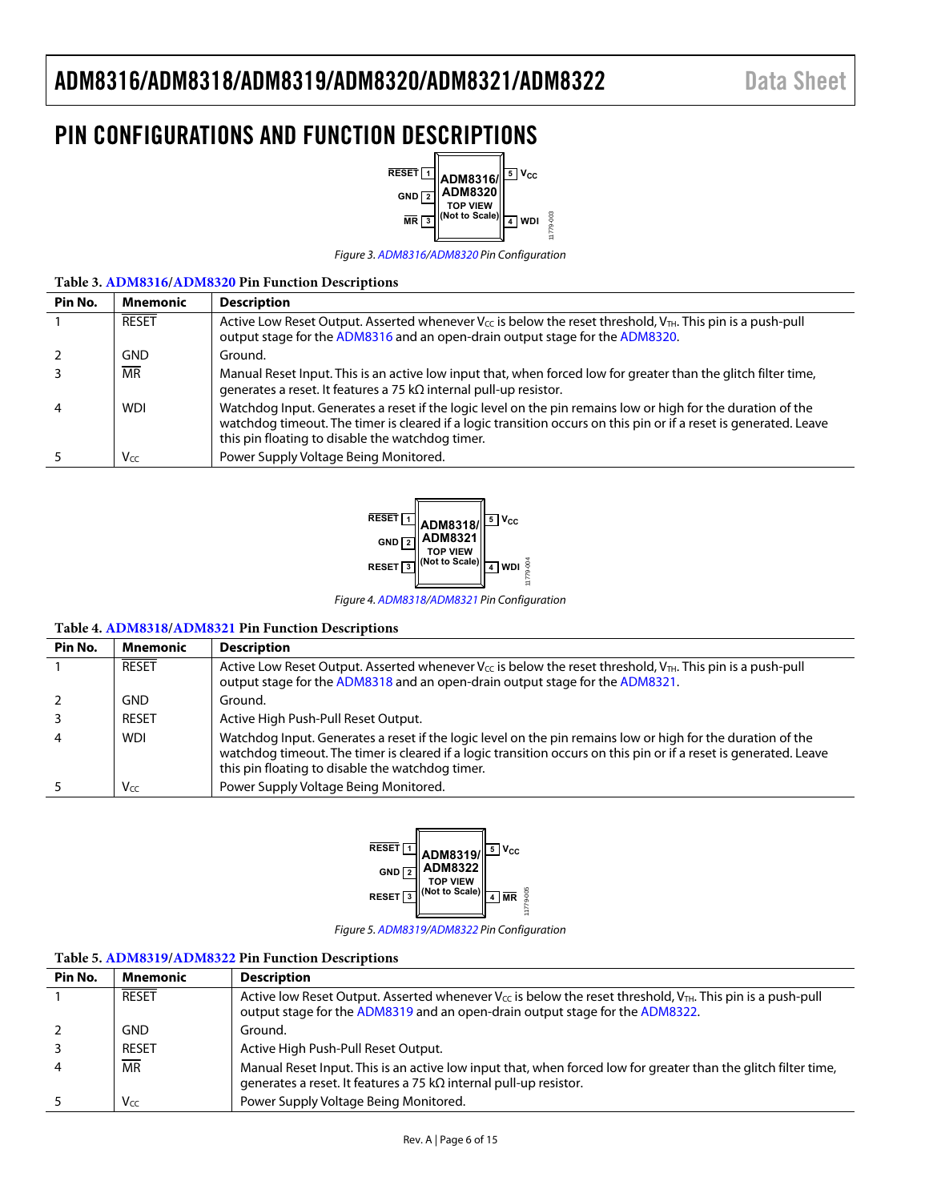# PIN CONFIGURATIONS AND FUNCTION DESCRIPTIONS

Figure 3. ADM8316/ADM8320 Pin Configuration

**Table 3. ADM8316/ADM8320 Pin Function Descriptions**

| Pin No. | Mnemonic | Description |
|---|---|---|
| 1 | $\overline{\text{RESET}}$ | Active Low Reset Output. Asserted whenever $V_{CC}$ is below the reset threshold, $V_{TH}$. This pin is a push-pull output stage for the ADM8316 and an open-drain output stage for the ADM8320. |
| 2 | GND | Ground. |
| 3 | $\overline{\text{MR}}$ | Manual Reset Input. This is an active low input that, when forced low for greater than the glitch filter time, generates a reset. It features a 75 kΩ internal pull-up resistor. |
| 4 | WDI | Watchdog Input. Generates a reset if the logic level on the pin remains low or high for the duration of the watchdog timeout. The timer is cleared if a logic transition occurs on this pin or if a reset is generated. Leave this pin floating to disable the watchdog timer. |
| 5 | $V_{CC}$ | Power Supply Voltage Being Monitored. |

Figure 4. ADM8318/ADM8321 Pin Configuration

**Table 4. ADM8318/ADM8321 Pin Function Descriptions**

| Pin No. | Mnemonic | Description |
|---|---|---|
| 1 | $\overline{\text{RESET}}$ | Active Low Reset Output. Asserted whenever $V_{CC}$ is below the reset threshold, $V_{TH}$. This pin is a push-pull output stage for the ADM8318 and an open-drain output stage for the ADM8321. |
| 2 | GND | Ground. |
| 3 | RESET | Active High Push-Pull Reset Output. |
| 4 | WDI | Watchdog Input. Generates a reset if the logic level on the pin remains low or high for the duration of the watchdog timeout. The timer is cleared if a logic transition occurs on this pin or if a reset is generated. Leave this pin floating to disable the watchdog timer. |
| 5 | $V_{CC}$ | Power Supply Voltage Being Monitored. |

Figure 5. ADM8319/ADM8322 Pin Configuration

**Table 5. ADM8319/ADM8322 Pin Function Descriptions**

| Pin No. | Mnemonic | Description |
|---|---|---|
| 1 | $\overline{\text{RESET}}$ | Active low Reset Output. Asserted whenever $V_{CC}$ is below the reset threshold, $V_{TH}$. This pin is a push-pull output stage for the ADM8319 and an open-drain output stage for the ADM8322. |
| 2 | GND | Ground. |
| 3 | RESET | Active High Push-Pull Reset Output. |
| 4 | $\overline{\text{MR}}$ | Manual Reset Input. This is an active low input that, when forced low for greater than the glitch filter time, generates a reset. It features a 75 kΩ internal pull-up resistor. |
| 5 | $V_{CC}$ | Power Supply Voltage Being Monitored. |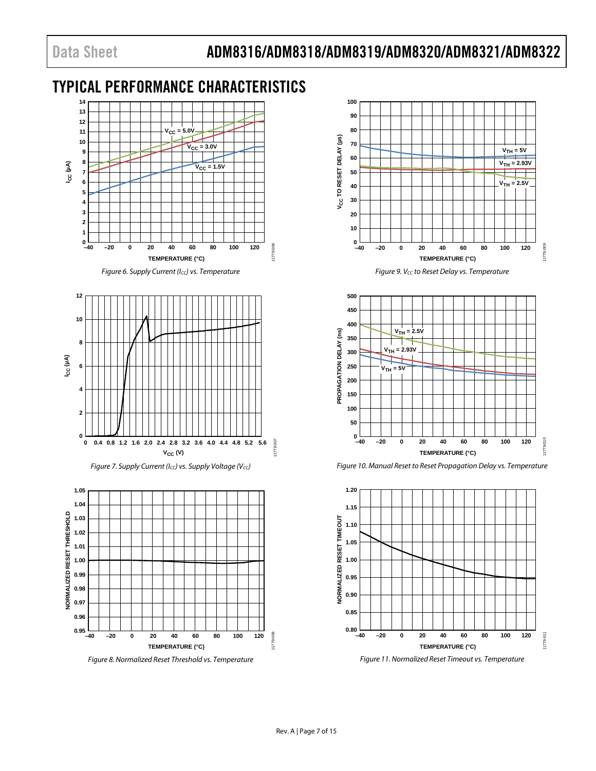## TYPICAL PERFORMANCE CHARACTERISTICS

Figure 6. Supply Current ($I_{CC}$) vs. Temperature

Figure 7. Supply Current ($I_{CC}$) vs. Supply Voltage ($V_{CC}$)

Figure 8. Normalized Reset Threshold vs. Temperature

Figure 9. $V_{CC}$ to Reset Delay vs. Temperature

Figure 10. Manual Reset to Reset Propagation Delay vs. Temperature

Figure 11. Normalized Reset Timeout vs. Temperature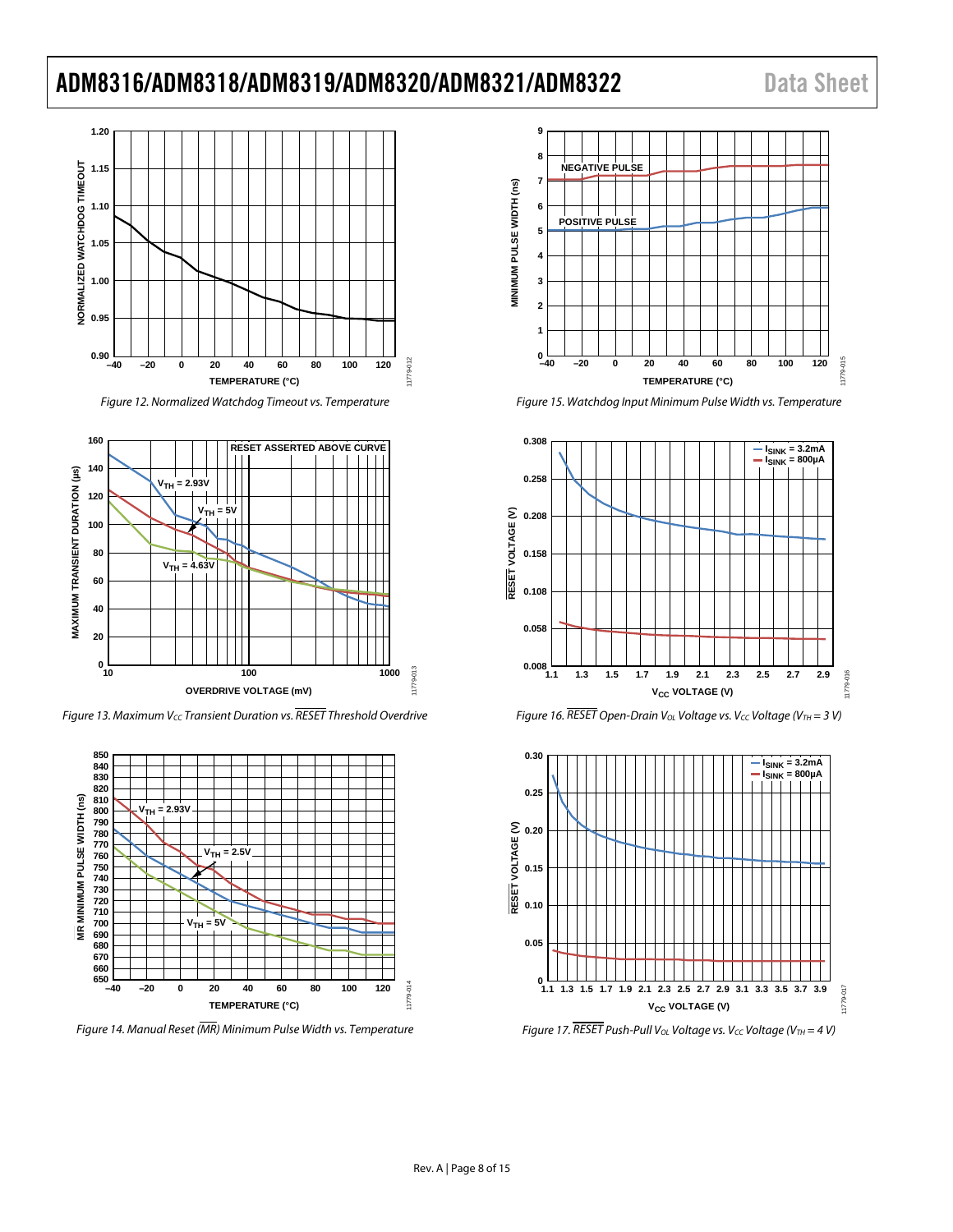Figure 12. Normalized Watchdog Timeout vs. Temperature

Figure 13. Maximum $V_{CC}$ Transient Duration vs. $\overline{RESET}$ Threshold Overdrive

Figure 14. Manual Reset ($\overline{MR}$) Minimum Pulse Width vs. Temperature

Figure 15. Watchdog Input Minimum Pulse Width vs. Temperature

Figure 16. $\overline{RESET}$ Open-Drain $V_{OL}$ Voltage vs. $V_{CC}$ Voltage ($V_{TH}$ = 3 V)

Figure 17. $\overline{RESET}$ Push-Pull $V_{OL}$ Voltage vs. $V_{CC}$ Voltage ($V_{TH}$ = 4 V)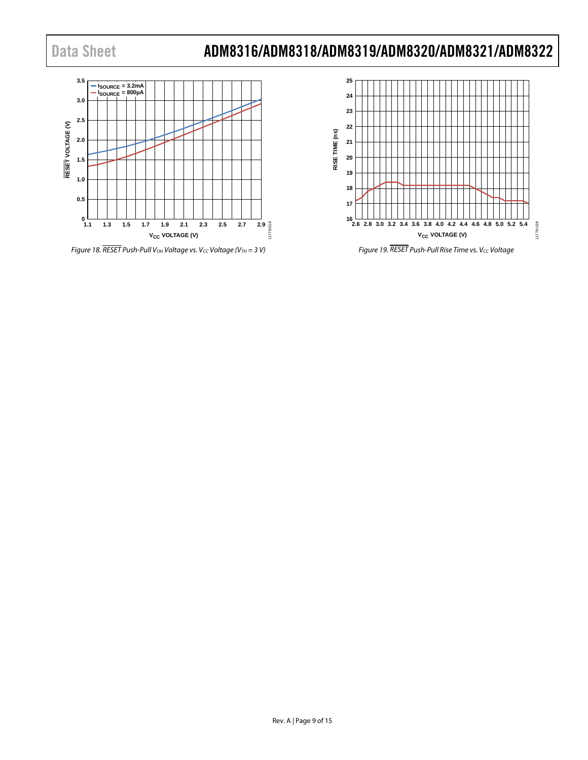Figure 18. $\overline{RESET}$ Push-Pull $V_{OH}$ Voltage vs. $V_{CC}$ Voltage ($V_{TH}$ = 3 V)

Figure 19. $\overline{RESET}$ Push-Pull Rise Time vs. $V_{CC}$ Voltage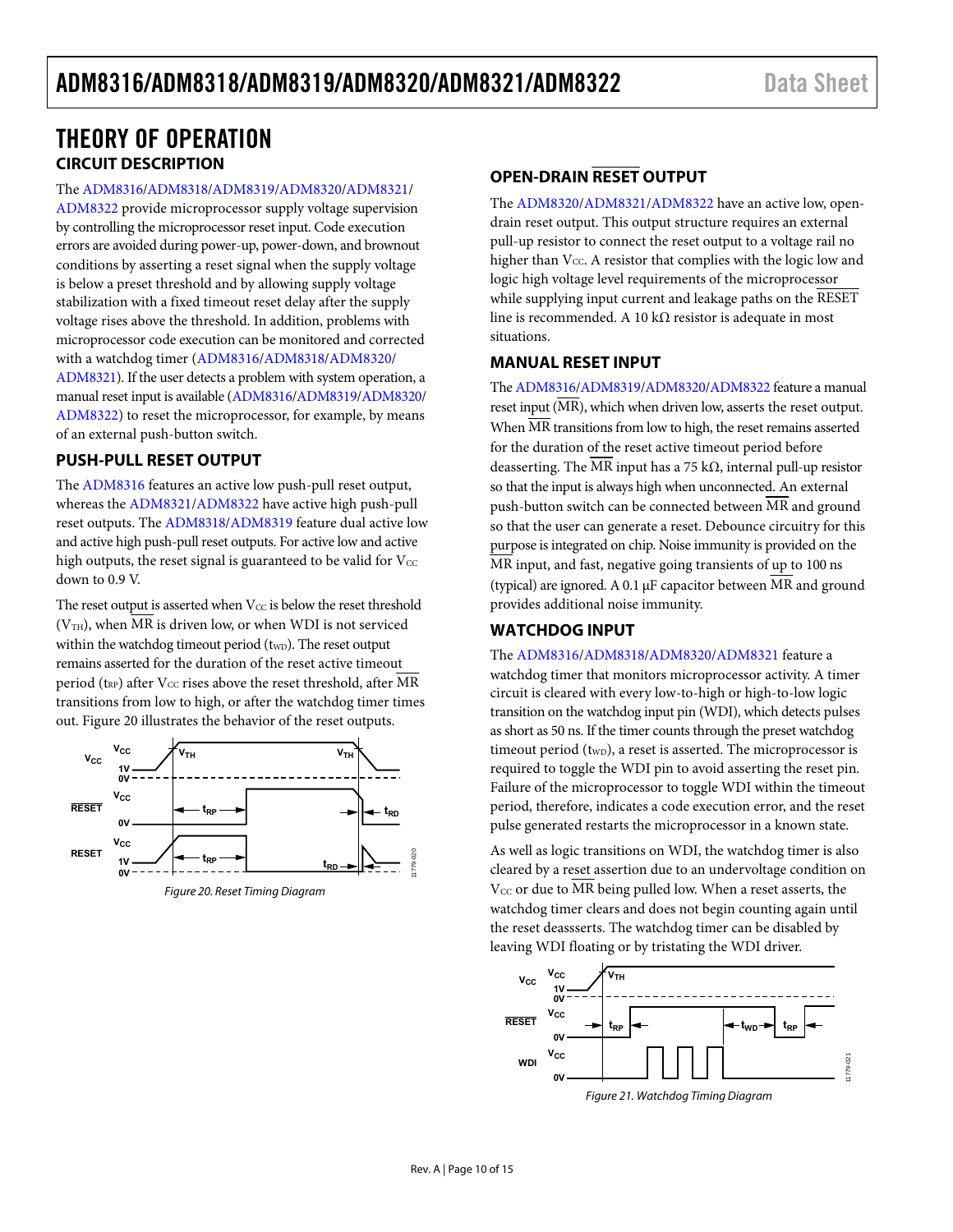# THEORY OF OPERATION

## CIRCUIT DESCRIPTION

The ADM8316/ADM8318/ADM8319/ADM8320/ADM8321/ADM8322 provide microprocessor supply voltage supervision by controlling the microprocessor reset input. Code execution errors are avoided during power-up, power-down, and brownout conditions by asserting a reset signal when the supply voltage is below a preset threshold and by allowing supply voltage stabilization with a fixed timeout reset delay after the supply voltage rises above the threshold. In addition, problems with microprocessor code execution can be monitored and corrected with a watchdog timer (ADM8316/ADM8318/ADM8320/ADM8321). If the user detects a problem with system operation, a manual reset input is available (ADM8316/ADM8319/ADM8320/ADM8322) to reset the microprocessor, for example, by means of an external push-button switch.

## PUSH-PULL RESET OUTPUT

The ADM8316 features an active low push-pull reset output, whereas the ADM8321/ADM8322 have active high push-pull reset outputs. The ADM8318/ADM8319 feature dual active low and active high push-pull reset outputs. For active low and active high outputs, the reset signal is guaranteed to be valid for $V_{CC}$ down to 0.9 V.

The reset output is asserted when $V_{CC}$ is below the reset threshold ($V_{TH}$), when $\overline{MR}$ is driven low, or when WDI is not serviced within the watchdog timeout period ($t_{WD}$). The reset output remains asserted for the duration of the reset active timeout period ($t_{RP}$) after $V_{CC}$ rises above the reset threshold, after $\overline{MR}$ transitions from low to high, or after the watchdog timer times out. Figure 20 illustrates the behavior of the reset outputs.

*Figure 20. Reset Timing Diagram*

## OPEN-DRAIN $\overline{RESET}$ OUTPUT

The ADM8320/ADM8321/ADM8322 have an active low, open-drain reset output. This output structure requires an external pull-up resistor to connect the reset output to a voltage rail no higher than $V_{CC}$. A resistor that complies with the logic low and logic high voltage level requirements of the microprocessor while supplying input current and leakage paths on the $\overline{RESET}$ line is recommended. A 10 kΩ resistor is adequate in most situations.

## MANUAL RESET INPUT

The ADM8316/ADM8319/ADM8320/ADM8322 feature a manual reset input ($\overline{MR}$), which when driven low, asserts the reset output. When $\overline{MR}$ transitions from low to high, the reset remains asserted for the duration of the reset active timeout period before deasserting. The $\overline{MR}$ input has a 75 kΩ, internal pull-up resistor so that the input is always high when unconnected. An external push-button switch can be connected between $\overline{MR}$ and ground so that the user can generate a reset. Debounce circuitry for this purpose is integrated on chip. Noise immunity is provided on the $\overline{MR}$ input, and fast, negative going transients of up to 100 ns (typical) are ignored. A 0.1 µF capacitor between $\overline{MR}$ and ground provides additional noise immunity.

## WATCHDOG INPUT

The ADM8316/ADM8318/ADM8320/ADM8321 feature a watchdog timer that monitors microprocessor activity. A timer circuit is cleared with every low-to-high or high-to-low logic transition on the watchdog input pin (WDI), which detects pulses as short as 50 ns. If the timer counts through the preset watchdog timeout period ($t_{WD}$), a reset is asserted. The microprocessor is required to toggle the WDI pin to avoid asserting the reset pin. Failure of the microprocessor to toggle WDI within the timeout period, therefore, indicates a code execution error, and the reset pulse generated restarts the microprocessor in a known state.

As well as logic transitions on WDI, the watchdog timer is also cleared by a reset assertion due to an undervoltage condition on $V_{CC}$ or due to $\overline{MR}$ being pulled low. When a reset asserts, the watchdog timer clears and does not begin counting again until the reset deasserts. The watchdog timer can be disabled by leaving WDI floating or by tristating the WDI driver.

*Figure 21. Watchdog Timing Diagram*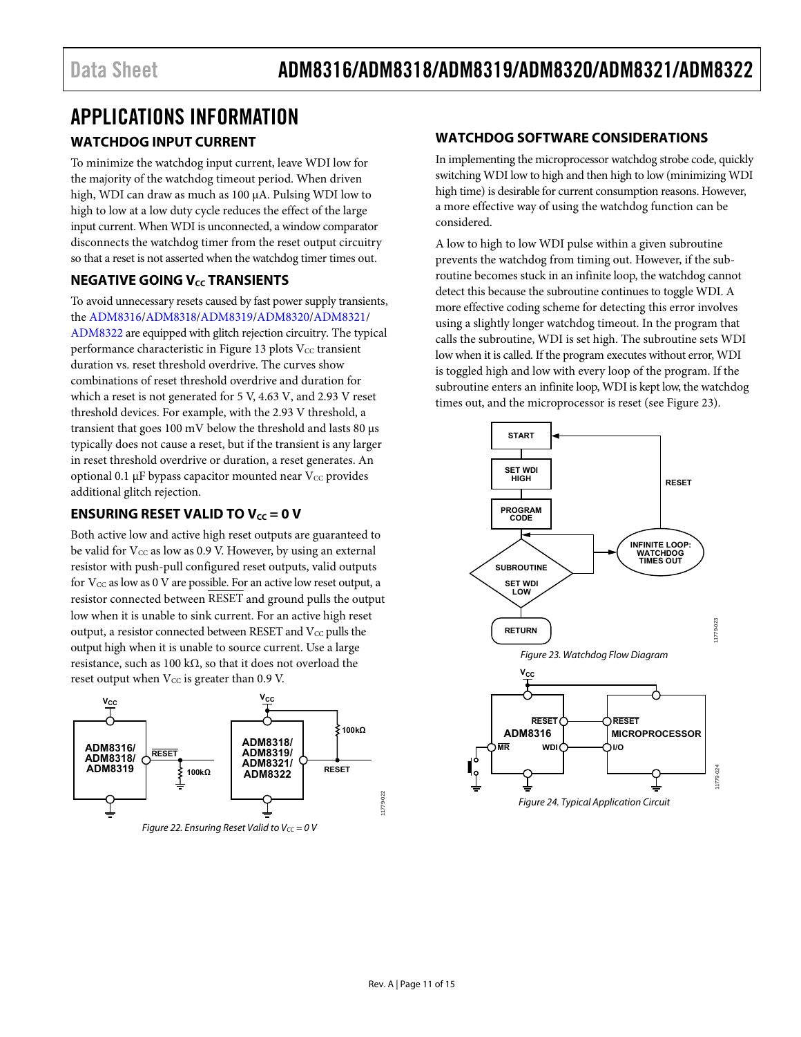# APPLICATIONS INFORMATION

## WATCHDOG INPUT CURRENT

To minimize the watchdog input current, leave WDI low for the majority of the watchdog timeout period. When driven high, WDI can draw as much as 100 µA. Pulsing WDI low to high to low at a low duty cycle reduces the effect of the large input current. When WDI is unconnected, a window comparator disconnects the watchdog timer from the reset output circuitry so that a reset is not asserted when the watchdog timer times out.

## NEGATIVE GOING $V_{CC}$ TRANSIENTS

To avoid unnecessary resets caused by fast power supply transients, the ADM8316/ADM8318/ADM8319/ADM8320/ADM8321/ADM8322 are equipped with glitch rejection circuitry. The typical performance characteristic in Figure 13 plots $V_{CC}$ transient duration vs. reset threshold overdrive. The curves show combinations of reset threshold overdrive and duration for which a reset is not generated for 5 V, 4.63 V, and 2.93 V reset threshold devices. For example, with the 2.93 V threshold, a transient that goes 100 mV below the threshold and lasts 80 µs typically does not cause a reset, but if the transient is any larger in reset threshold overdrive or duration, a reset generates. An optional 0.1 µF bypass capacitor mounted near $V_{CC}$ provides additional glitch rejection.

## ENSURING RESET VALID TO $V_{CC}$ = 0 V

Both active low and active high reset outputs are guaranteed to be valid for $V_{CC}$ as low as 0.9 V. However, by using an external resistor with push-pull configured reset outputs, valid outputs for $V_{CC}$ as low as 0 V are possible. For an active low reset output, a resistor connected between $\overline{\text{RESET}}$ and ground pulls the output low when it is unable to sink current. For an active high reset output, a resistor connected between RESET and $V_{CC}$ pulls the output high when it is unable to source current. Use a large resistance, such as 100 kΩ, so that it does not overload the reset output when $V_{CC}$ is greater than 0.9 V.

*Figure 22. Ensuring Reset Valid to $V_{CC}$ = 0 V*

## WATCHDOG SOFTWARE CONSIDERATIONS

In implementing the microprocessor watchdog strobe code, quickly switching WDI low to high and then high to low (minimizing WDI high time) is desirable for current consumption reasons. However, a more effective way of using the watchdog function can be considered.

A low to high to low WDI pulse within a given subroutine prevents the watchdog from timing out. However, if the subroutine becomes stuck in an infinite loop, the watchdog cannot detect this because the subroutine continues to toggle WDI. A more effective coding scheme for detecting this error involves using a slightly longer watchdog timeout. In the program that calls the subroutine, WDI is set high. The subroutine sets WDI low when it is called. If the program executes without error, WDI is toggled high and low with every loop of the program. If the subroutine enters an infinite loop, WDI is kept low, the watchdog times out, and the microprocessor is reset (see Figure 23).

*Figure 23. Watchdog Flow Diagram*

*Figure 24. Typical Application Circuit*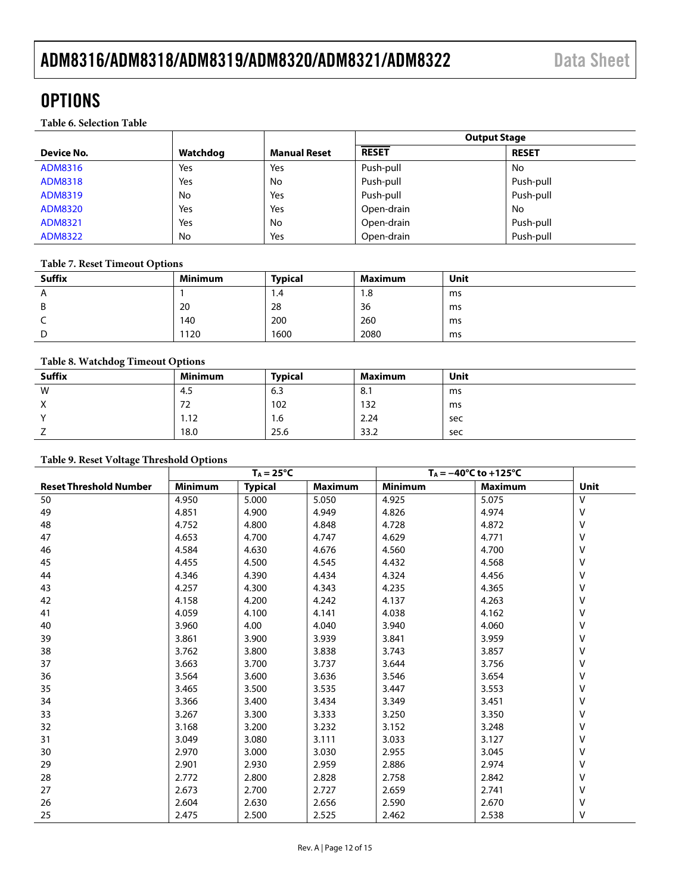## OPTIONS

**Table 6. Selection Table**

| Device No. | Watchdog | Manual Reset | Output Stage | |
|---|---|---|---|---|
| | | | $\overline{\text{RESET}}$ | RESET |
| ADM8316 | Yes | Yes | Push-pull | No |
| ADM8318 | Yes | No | Push-pull | Push-pull |
| ADM8319 | No | Yes | Push-pull | Push-pull |
| ADM8320 | Yes | Yes | Open-drain | No |
| ADM8321 | Yes | No | Open-drain | Push-pull |
| ADM8322 | No | Yes | Open-drain | Push-pull |

**Table 7. Reset Timeout Options**

| Suffix | Minimum | Typical | Maximum | Unit |
|---|---|---|---|---|
| A | 1 | 1.4 | 1.8 | ms |
| B | 20 | 28 | 36 | ms |
| C | 140 | 200 | 260 | ms |
| D | 1120 | 1600 | 2080 | ms |

**Table 8. Watchdog Timeout Options**

| Suffix | Minimum | Typical | Maximum | Unit |
|---|---|---|---|---|
| W | 4.5 | 6.3 | 8.1 | ms |
| X | 72 | 102 | 132 | ms |
| Y | 1.12 | 1.6 | 2.24 | sec |
| Z | 18.0 | 25.6 | 33.2 | sec |

**Table 9. Reset Voltage Threshold Options**

| Reset Threshold Number | $T_A = 25°C$ | | | $T_A = -40°C$ to $+125°C$ | | Unit |
|---|---|---|---|---|---|---|
| | Minimum | Typical | Maximum | Minimum | Maximum | |
| 50 | 4.950 | 5.000 | 5.050 | 4.925 | 5.075 | V |
| 49 | 4.851 | 4.900 | 4.949 | 4.826 | 4.974 | V |
| 48 | 4.752 | 4.800 | 4.848 | 4.728 | 4.872 | V |
| 47 | 4.653 | 4.700 | 4.747 | 4.629 | 4.771 | V |
| 46 | 4.584 | 4.630 | 4.676 | 4.560 | 4.700 | V |
| 45 | 4.455 | 4.500 | 4.545 | 4.432 | 4.568 | V |
| 44 | 4.346 | 4.390 | 4.434 | 4.324 | 4.456 | V |
| 43 | 4.257 | 4.300 | 4.343 | 4.235 | 4.365 | V |
| 42 | 4.158 | 4.200 | 4.242 | 4.137 | 4.263 | V |
| 41 | 4.059 | 4.100 | 4.141 | 4.038 | 4.162 | V |
| 40 | 3.960 | 4.00 | 4.040 | 3.940 | 4.060 | V |
| 39 | 3.861 | 3.900 | 3.939 | 3.841 | 3.959 | V |
| 38 | 3.762 | 3.800 | 3.838 | 3.743 | 3.857 | V |
| 37 | 3.663 | 3.700 | 3.737 | 3.644 | 3.756 | V |
| 36 | 3.564 | 3.600 | 3.636 | 3.546 | 3.654 | V |
| 35 | 3.465 | 3.500 | 3.535 | 3.447 | 3.553 | V |
| 34 | 3.366 | 3.400 | 3.434 | 3.349 | 3.451 | V |
| 33 | 3.267 | 3.300 | 3.333 | 3.250 | 3.350 | V |
| 32 | 3.168 | 3.200 | 3.232 | 3.152 | 3.248 | V |
| 31 | 3.049 | 3.080 | 3.111 | 3.033 | 3.127 | V |
| 30 | 2.970 | 3.000 | 3.030 | 2.955 | 3.045 | V |
| 29 | 2.901 | 2.930 | 2.959 | 2.886 | 2.974 | V |
| 28 | 2.772 | 2.800 | 2.828 | 2.758 | 2.842 | V |
| 27 | 2.673 | 2.700 | 2.727 | 2.659 | 2.741 | V |
| 26 | 2.604 | 2.630 | 2.656 | 2.590 | 2.670 | V |
| 25 | 2.475 | 2.500 | 2.525 | 2.462 | 2.538 | V |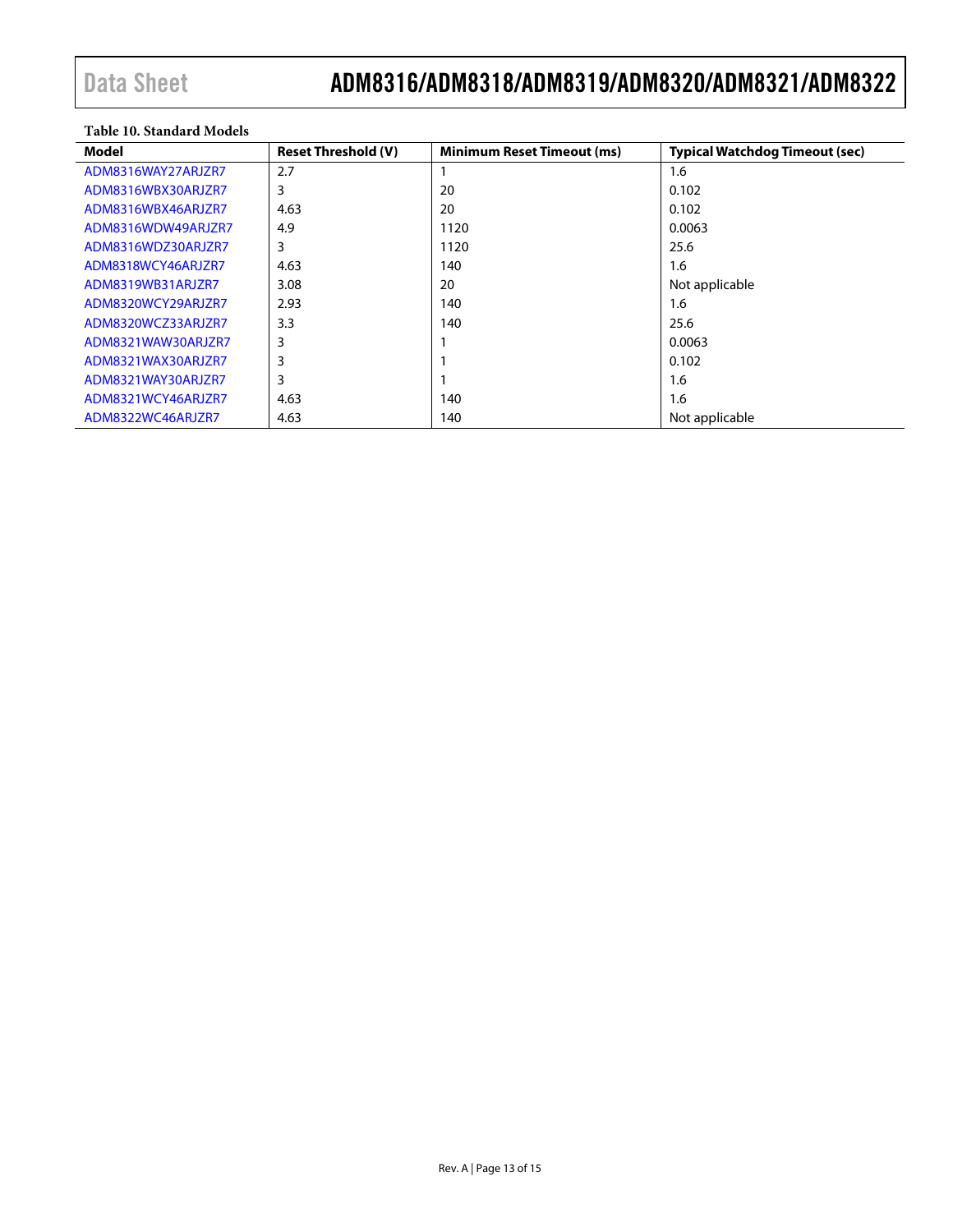**Table 10. Standard Models**

| Model | Reset Threshold (V) | Minimum Reset Timeout (ms) | Typical Watchdog Timeout (sec) |
|---|---|---|---|
| ADM8316WAY27ARJZR7 | 2.7 | 1 | 1.6 |
| ADM8316WBX30ARJZR7 | 3 | 20 | 0.102 |
| ADM8316WBX46ARJZR7 | 4.63 | 20 | 0.102 |
| ADM8316WDW49ARJZR7 | 4.9 | 1120 | 0.0063 |
| ADM8316WDZ30ARJZR7 | 3 | 1120 | 25.6 |
| ADM8318WCY46ARJZR7 | 4.63 | 140 | 1.6 |
| ADM8319WB31ARJZR7 | 3.08 | 20 | Not applicable |
| ADM8320WCY29ARJZR7 | 2.93 | 140 | 1.6 |
| ADM8320WCZ33ARJZR7 | 3.3 | 140 | 25.6 |
| ADM8321WAW30ARJZR7 | 3 | 1 | 0.0063 |
| ADM8321WAX30ARJZR7 | 3 | 1 | 0.102 |
| ADM8321WAY30ARJZR7 | 3 | 1 | 1.6 |
| ADM8321WCY46ARJZR7 | 4.63 | 140 | 1.6 |
| ADM8322WC46ARJZR7 | 4.63 | 140 | Not applicable |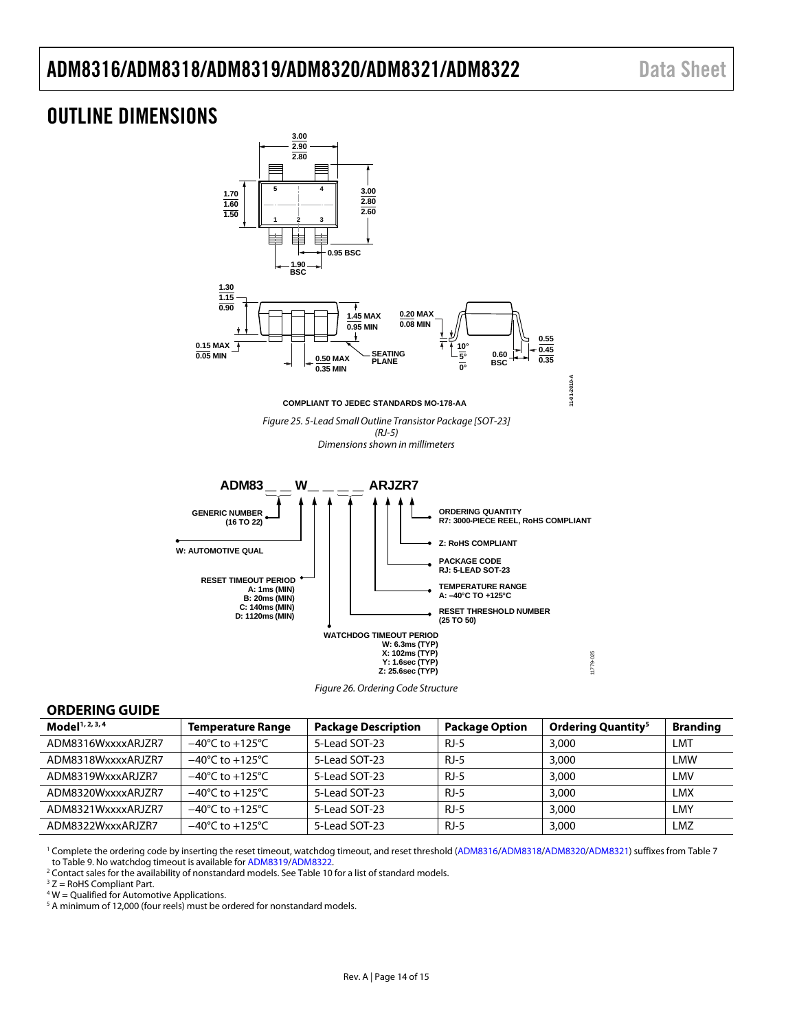## OUTLINE DIMENSIONS

COMPLIANT TO JEDEC STANDARDS MO-178-AA

*Figure 25. 5-Lead Small Outline Transistor Package [SOT-23] (RJ-5) Dimensions shown in millimeters*

*Figure 26. Ordering Code Structure*

### ORDERING GUIDE

| Model[1, 2, 3, 4] | Temperature Range | Package Description | Package Option | Ordering Quantity[5] | Branding |
|---|---|---|---|---|---|
| ADM8316WxxxxARJZR7 | −40°C to +125°C | 5-Lead SOT-23 | RJ-5 | 3,000 | LMT |
| ADM8318WxxxxARJZR7 | −40°C to +125°C | 5-Lead SOT-23 | RJ-5 | 3,000 | LMW |
| ADM8319WxxxARJZR7 | −40°C to +125°C | 5-Lead SOT-23 | RJ-5 | 3,000 | LMV |
| ADM8320WxxxxARJZR7 | −40°C to +125°C | 5-Lead SOT-23 | RJ-5 | 3,000 | LMX |
| ADM8321WxxxxARJZR7 | −40°C to +125°C | 5-Lead SOT-23 | RJ-5 | 3,000 | LMY |
| ADM8322WxxxARJZR7 | −40°C to +125°C | 5-Lead SOT-23 | RJ-5 | 3,000 | LMZ |

[1] Complete the ordering code by inserting the reset timeout, watchdog timeout, and reset threshold (ADM8316/ADM8318/ADM8320/ADM8321) suffixes from Table 7 to Table 9. No watchdog timeout is available for ADM8319/ADM8322.
[2] Contact sales for the availability of nonstandard models. See Table 10 for a list of standard models.
[3] Z = RoHS Compliant Part.
[4] W = Qualified for Automotive Applications.
[5] A minimum of 12,000 (four reels) must be ordered for nonstandard models.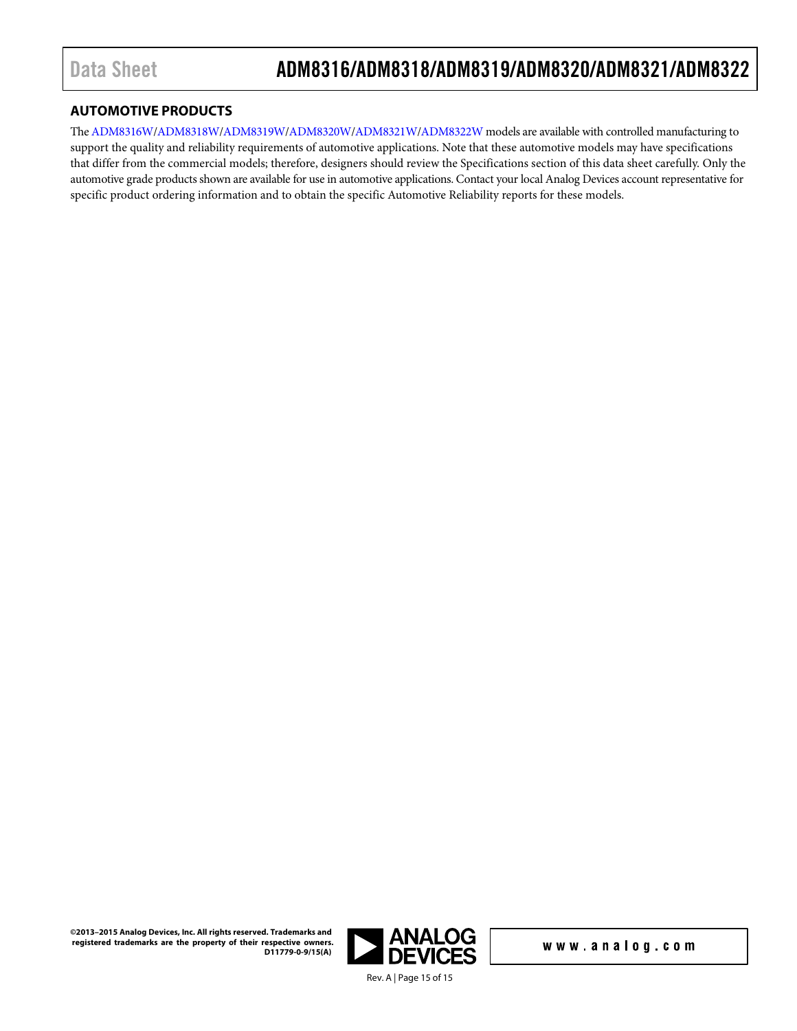## AUTOMOTIVE PRODUCTS

The ADM8316W/ADM8318W/ADM8319W/ADM8320W/ADM8321W/ADM8322W models are available with controlled manufacturing to support the quality and reliability requirements of automotive applications. Note that these automotive models may have specifications that differ from the commercial models; therefore, designers should review the Specifications section of this data sheet carefully. Only the automotive grade products shown are available for use in automotive applications. Contact your local Analog Devices account representative for specific product ordering information and to obtain the specific Automotive Reliability reports for these models.

**©2013–2015 Analog Devices, Inc. All rights reserved. Trademarks and registered trademarks are the property of their respective owners. D11779-0-9/15(A)**